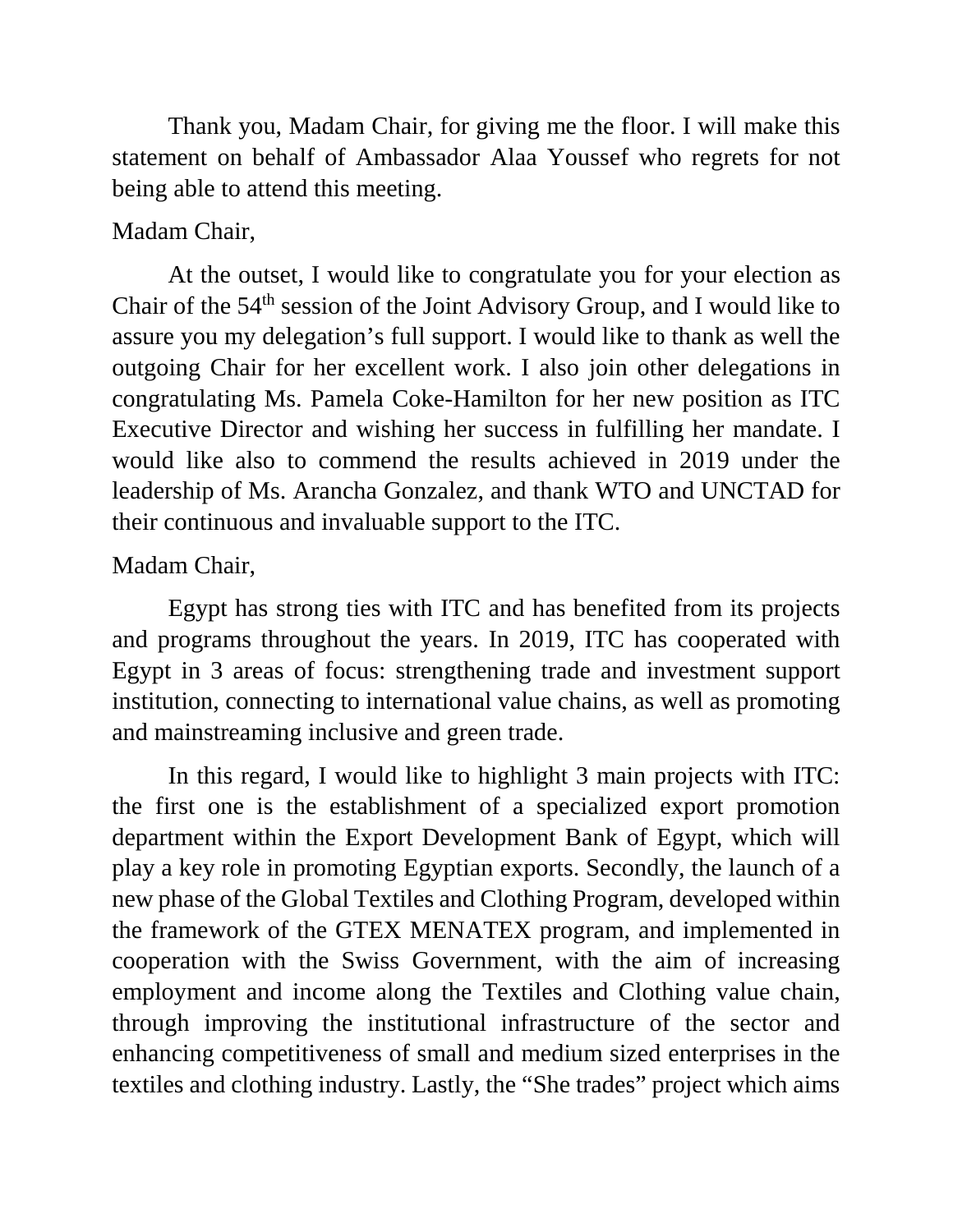Thank you, Madam Chair, for giving me the floor. I will make this statement on behalf of Ambassador Alaa Youssef who regrets for not being able to attend this meeting.

Madam Chair,

At the outset, I would like to congratulate you for your election as Chair of the 54th session of the Joint Advisory Group, and I would like to assure you my delegation's full support. I would like to thank as well the outgoing Chair for her excellent work. I also join other delegations in congratulating Ms. Pamela Coke-Hamilton for her new position as ITC Executive Director and wishing her success in fulfilling her mandate. I would like also to commend the results achieved in 2019 under the leadership of Ms. Arancha Gonzalez, and thank WTO and UNCTAD for their continuous and invaluable support to the ITC.

Madam Chair,

Egypt has strong ties with ITC and has benefited from its projects and programs throughout the years. In 2019, ITC has cooperated with Egypt in 3 areas of focus: strengthening trade and investment support institution, connecting to international value chains, as well as promoting and mainstreaming inclusive and green trade.

In this regard, I would like to highlight 3 main projects with ITC: the first one is the establishment of a specialized export promotion department within the Export Development Bank of Egypt, which will play a key role in promoting Egyptian exports. Secondly, the launch of a new phase of the Global Textiles and Clothing Program, developed within the framework of the GTEX MENATEX program, and implemented in cooperation with the Swiss Government, with the aim of increasing employment and income along the Textiles and Clothing value chain, through improving the institutional infrastructure of the sector and enhancing competitiveness of small and medium sized enterprises in the textiles and clothing industry. Lastly, the "She trades" project which aims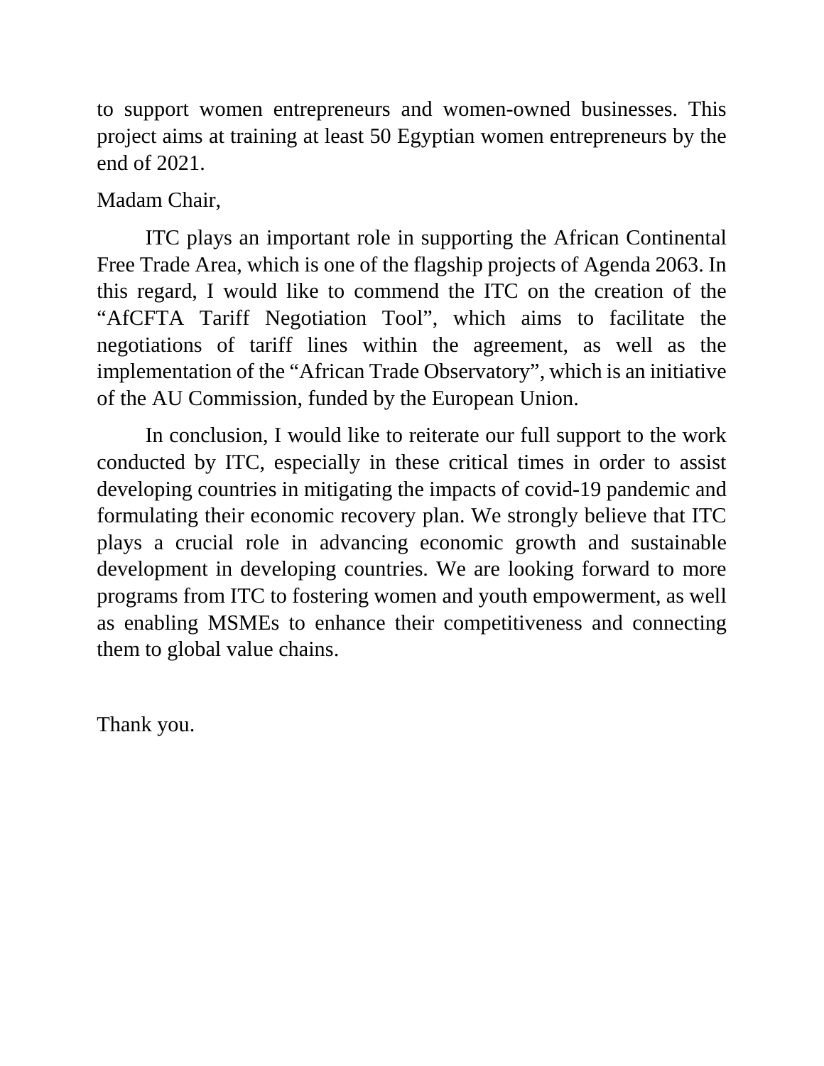to support women entrepreneurs and women-owned businesses. This project aims at training at least 50 Egyptian women entrepreneurs by the end of 2021.

Madam Chair,

ITC plays an important role in supporting the African Continental Free Trade Area, which is one of the flagship projects of Agenda 2063. In this regard, I would like to commend the ITC on the creation of the "AfCFTA Tariff Negotiation Tool", which aims to facilitate the negotiations of tariff lines within the agreement, as well as the implementation of the "African Trade Observatory", which is an initiative of the AU Commission, funded by the European Union.

In conclusion, I would like to reiterate our full support to the work conducted by ITC, especially in these critical times in order to assist developing countries in mitigating the impacts of covid-19 pandemic and formulating their economic recovery plan. We strongly believe that ITC plays a crucial role in advancing economic growth and sustainable development in developing countries. We are looking forward to more programs from ITC to fostering women and youth empowerment, as well as enabling MSMEs to enhance their competitiveness and connecting them to global value chains.

Thank you.